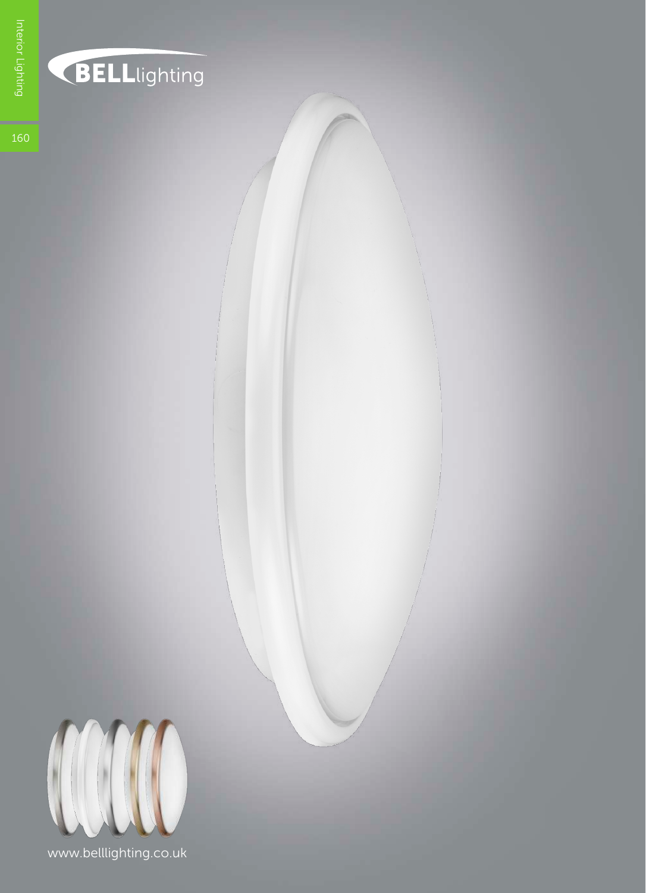Interior Lighting

BELLlighting

www.belllighting.co.uk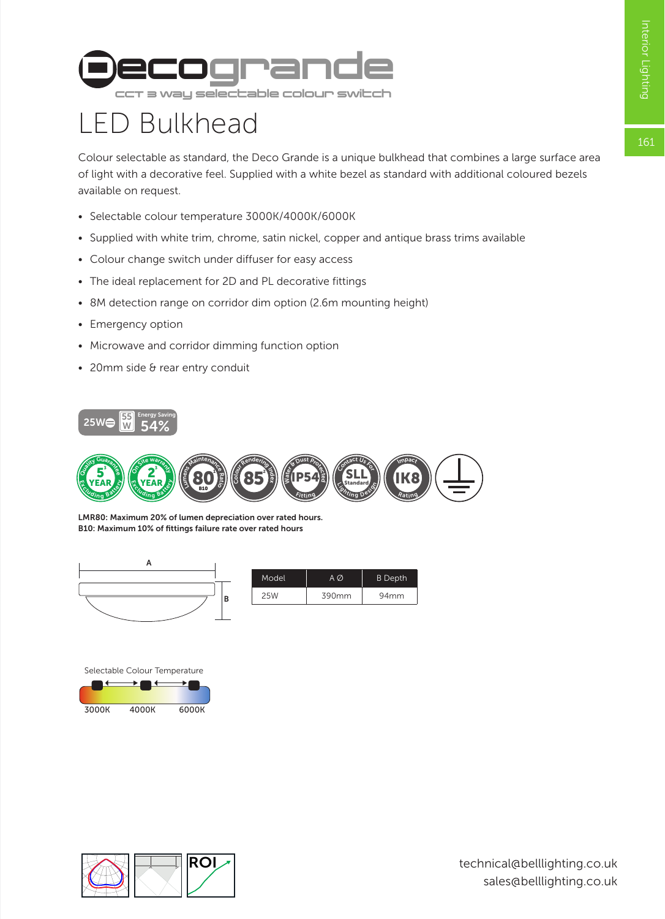# Decogrande

CCT 3 way selectable colour switch

## LED Bulkhead

Colour selectable as standard, the Deco Grande is a unique bulkhead that combines a large surface area of light with a decorative feel. Supplied with a white bezel as standard with additional coloured bezels available on request.

- Selectable colour temperature 3000K/4000K/6000K
- Supplied with white trim, chrome, satin nickel, copper and antique brass trims available
- Colour change switch under diffuser for easy access
- The ideal replacement for 2D and PL decorative fittings
- 8M detection range on corridor dim option (2.6m mounting height)
- Emergency option
- Microwave and corridor dimming function option
- 20mm side & rear entry conduit

25W | 55W | Energy Saving 54%

5 Year Quality Guarantee Excluding Battery | 2 Year On Site Warranty Excluding Battery | Lumens Maintenance Ratio 80 B10 | Colour Rendering Index 85 | Water & Dust Protected Fitting IP54 | Contact Us For Lighting Design SLL Standard | Impact Rating IK8

**LMR80: Maximum 20% of lumen depreciation over rated hours.**
**B10: Maximum 10% of fittings failure rate over rated hours**

| Model | A Ø | B Depth |
|---|---|---|
| 25W | 390mm | 94mm |

Selectable Colour Temperature

3000K 4000K 6000K

ROI

technical@belllighting.co.uk
sales@belllighting.co.uk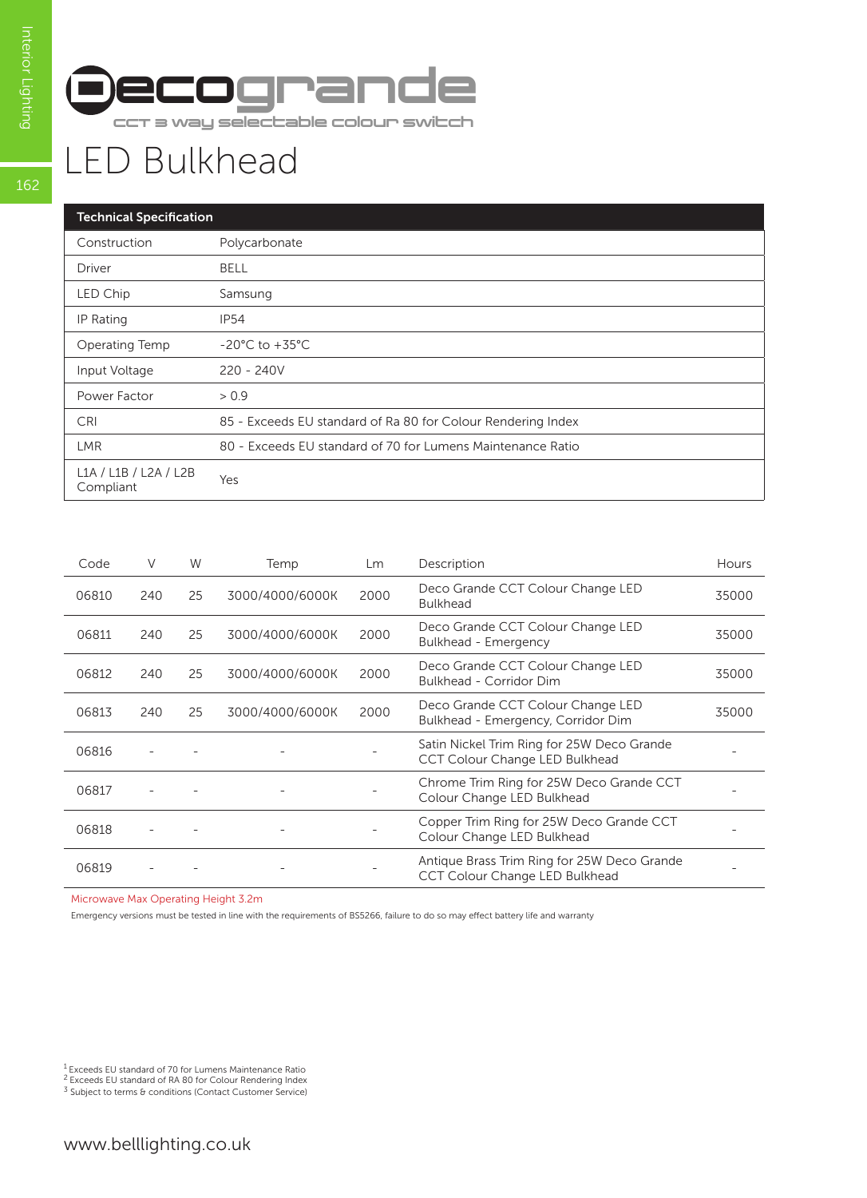# Decogrande

CCT 3 way selectable colour switch

# LED Bulkhead

| Technical Specification | |
|---|---|
| Construction | Polycarbonate |
| Driver | BELL |
| LED Chip | Samsung |
| IP Rating | IP54 |
| Operating Temp | -20°C to +35°C |
| Input Voltage | 220 - 240V |
| Power Factor | > 0.9 |
| CRI | 85 - Exceeds EU standard of Ra 80 for Colour Rendering Index |
| LMR | 80 - Exceeds EU standard of 70 for Lumens Maintenance Ratio |
| L1A / L1B / L2A / L2B Compliant | Yes |

| Code | V | W | Temp | Lm | Description | Hours |
|---|---|---|---|---|---|---|
| 06810 | 240 | 25 | 3000/4000/6000K | 2000 | Deco Grande CCT Colour Change LED Bulkhead | 35000 |
| 06811 | 240 | 25 | 3000/4000/6000K | 2000 | Deco Grande CCT Colour Change LED Bulkhead - Emergency | 35000 |
| 06812 | 240 | 25 | 3000/4000/6000K | 2000 | Deco Grande CCT Colour Change LED Bulkhead - Corridor Dim | 35000 |
| 06813 | 240 | 25 | 3000/4000/6000K | 2000 | Deco Grande CCT Colour Change LED Bulkhead - Emergency, Corridor Dim | 35000 |
| 06816 | - | - | - | - | Satin Nickel Trim Ring for 25W Deco Grande CCT Colour Change LED Bulkhead | - |
| 06817 | - | - | - | - | Chrome Trim Ring for 25W Deco Grande CCT Colour Change LED Bulkhead | - |
| 06818 | - | - | - | - | Copper Trim Ring for 25W Deco Grande CCT Colour Change LED Bulkhead | - |
| 06819 | - | - | - | - | Antique Brass Trim Ring for 25W Deco Grande CCT Colour Change LED Bulkhead | - |

Microwave Max Operating Height 3.2m

Emergency versions must be tested in line with the requirements of BS5266, failure to do so may effect battery life and warranty

[1] Exceeds EU standard of 70 for Lumens Maintenance Ratio
[2] Exceeds EU standard of RA 80 for Colour Rendering Index
[3] Subject to terms & conditions (Contact Customer Service)

www.belllighting.co.uk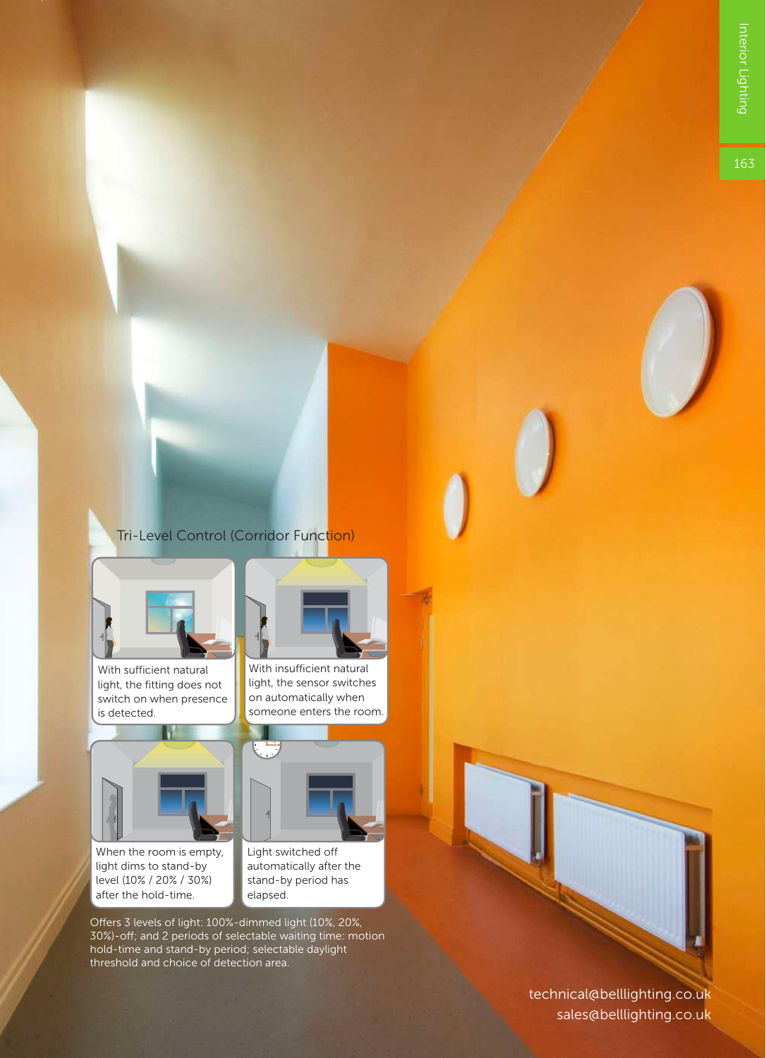## Tri-Level Control (Corridor Function)

With sufficient natural light, the fitting does not switch on when presence is detected.

With insufficient natural light, the sensor switches on automatically when someone enters the room.

When the room is empty, light dims to stand-by level (10% / 20% / 30%) after the hold-time.

Light switched off automatically after the stand-by period has elapsed.

Offers 3 levels of light: 100%-dimmed light (10%, 20%, 30%)-off; and 2 periods of selectable waiting time: motion hold-time and stand-by period; selectable daylight threshold and choice of detection area.

technical@belllighting.co.uk
sales@belllighting.co.uk